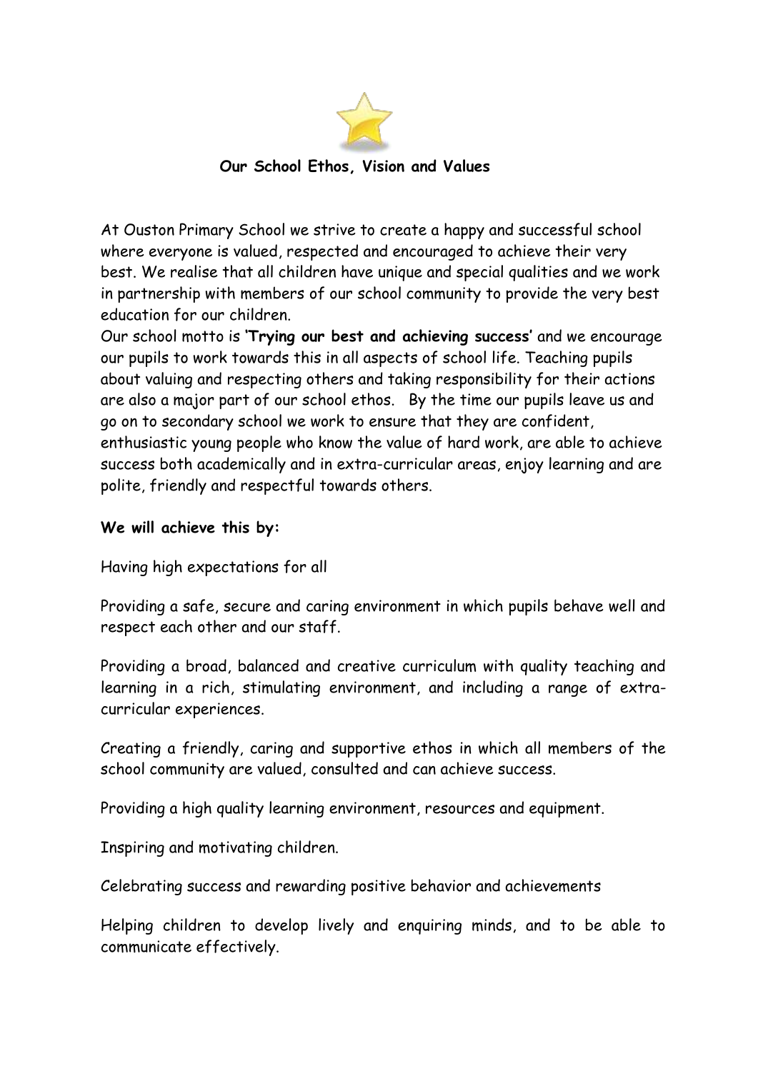# Our School Ethos, Vision and Values

At Ouston Primary School we strive to create a happy and successful school where everyone is valued, respected and encouraged to achieve their very best. We realise that all children have unique and special qualities and we work in partnership with members of our school community to provide the very best education for our children.

Our school motto is **'Trying our best and achieving success'** and we encourage our pupils to work towards this in all aspects of school life. Teaching pupils about valuing and respecting others and taking responsibility for their actions are also a major part of our school ethos. By the time our pupils leave us and go on to secondary school we work to ensure that they are confident, enthusiastic young people who know the value of hard work, are able to achieve success both academically and in extra-curricular areas, enjoy learning and are polite, friendly and respectful towards others.

**We will achieve this by:**

Having high expectations for all

Providing a safe, secure and caring environment in which pupils behave well and respect each other and our staff.

Providing a broad, balanced and creative curriculum with quality teaching and learning in a rich, stimulating environment, and including a range of extra-curricular experiences.

Creating a friendly, caring and supportive ethos in which all members of the school community are valued, consulted and can achieve success.

Providing a high quality learning environment, resources and equipment.

Inspiring and motivating children.

Celebrating success and rewarding positive behavior and achievements

Helping children to develop lively and enquiring minds, and to be able to communicate effectively.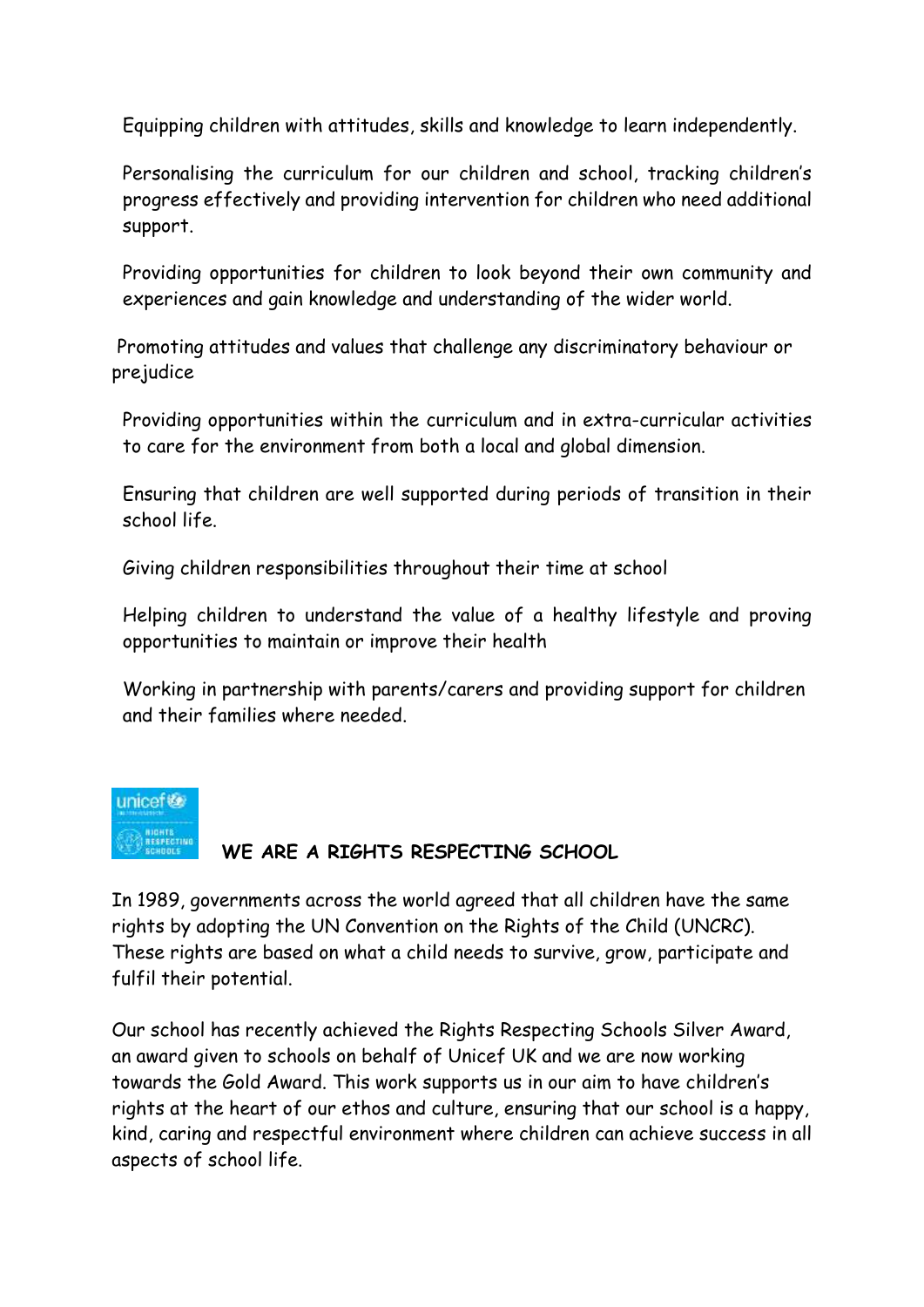Equipping children with attitudes, skills and knowledge to learn independently.

Personalising the curriculum for our children and school, tracking children's progress effectively and providing intervention for children who need additional support.

Providing opportunities for children to look beyond their own community and experiences and gain knowledge and understanding of the wider world.

Promoting attitudes and values that challenge any discriminatory behaviour or prejudice

Providing opportunities within the curriculum and in extra-curricular activities to care for the environment from both a local and global dimension.

Ensuring that children are well supported during periods of transition in their school life.

Giving children responsibilities throughout their time at school

Helping children to understand the value of a healthy lifestyle and proving opportunities to maintain or improve their health

Working in partnership with parents/carers and providing support for children and their families where needed.

**WE ARE A RIGHTS RESPECTING SCHOOL**

In 1989, governments across the world agreed that all children have the same rights by adopting the UN Convention on the Rights of the Child (UNCRC). These rights are based on what a child needs to survive, grow, participate and fulfil their potential.

Our school has recently achieved the Rights Respecting Schools Silver Award, an award given to schools on behalf of Unicef UK and we are now working towards the Gold Award. This work supports us in our aim to have children's rights at the heart of our ethos and culture, ensuring that our school is a happy, kind, caring and respectful environment where children can achieve success in all aspects of school life.